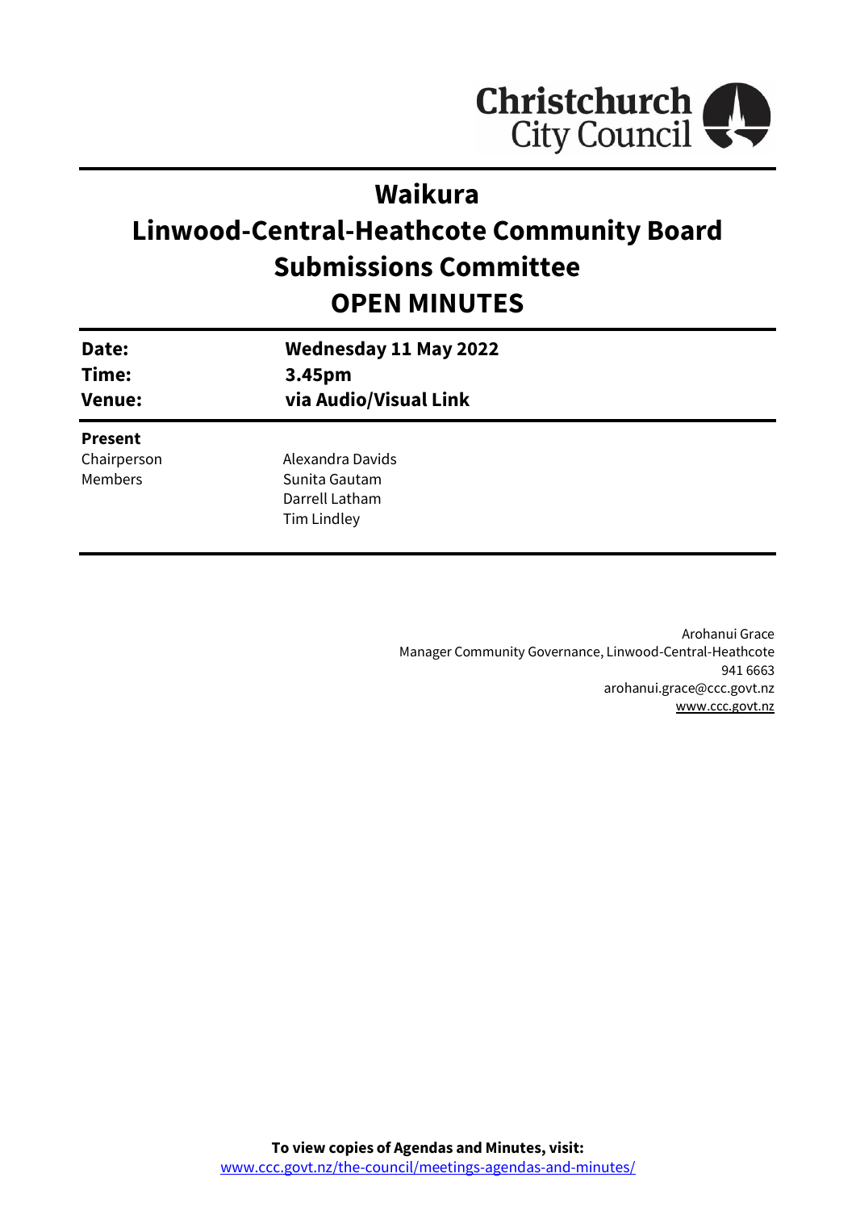Christchurch City Council

# Waikura
# Linwood-Central-Heathcote Community Board
# Submissions Committee
# OPEN MINUTES

| | |
|---|---|
| **Date:** | **Wednesday 11 May 2022** |
| **Time:** | **3.45pm** |
| **Venue:** | **via Audio/Visual Link** |

**Present**

| | |
|---|---|
| Chairperson | Alexandra Davids |
| Members | Sunita Gautam |
| | Darrell Latham |
| | Tim Lindley |

Arohanui Grace
Manager Community Governance, Linwood-Central-Heathcote
941 6663
arohanui.grace@ccc.govt.nz
www.ccc.govt.nz

**To view copies of Agendas and Minutes, visit:**
www.ccc.govt.nz/the-council/meetings-agendas-and-minutes/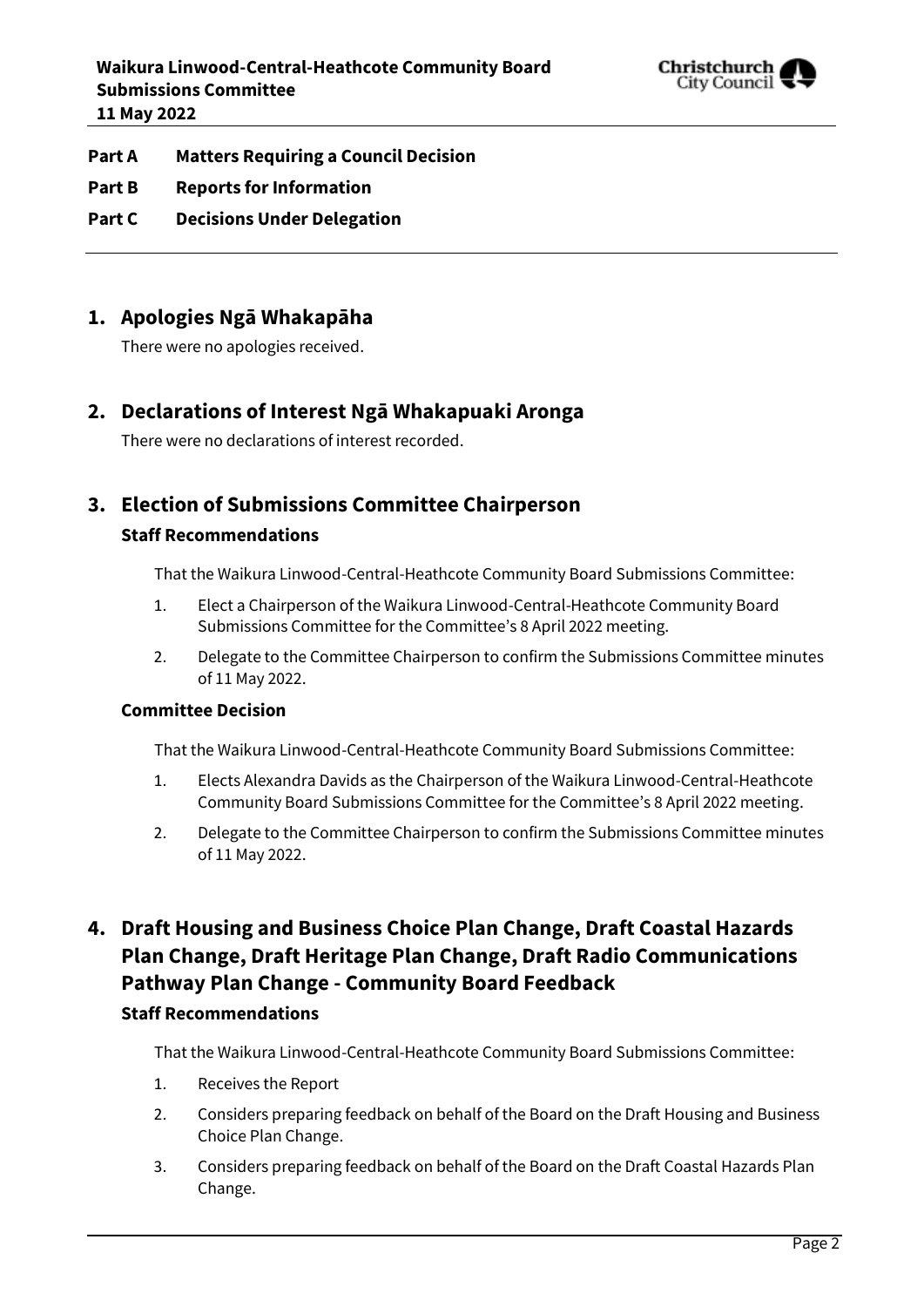**Part A Matters Requiring a Council Decision**

**Part B Reports for Information**

**Part C Decisions Under Delegation**

---

## 1. Apologies Ngā Whakapāha

There were no apologies received.

## 2. Declarations of Interest Ngā Whakapuaki Aronga

There were no declarations of interest recorded.

## 3. Election of Submissions Committee Chairperson

### Staff Recommendations

That the Waikura Linwood-Central-Heathcote Community Board Submissions Committee:

1. Elect a Chairperson of the Waikura Linwood-Central-Heathcote Community Board Submissions Committee for the Committee's 8 April 2022 meeting.
2. Delegate to the Committee Chairperson to confirm the Submissions Committee minutes of 11 May 2022.

### Committee Decision

That the Waikura Linwood-Central-Heathcote Community Board Submissions Committee:

1. Elects Alexandra Davids as the Chairperson of the Waikura Linwood-Central-Heathcote Community Board Submissions Committee for the Committee's 8 April 2022 meeting.
2. Delegate to the Committee Chairperson to confirm the Submissions Committee minutes of 11 May 2022.

## 4. Draft Housing and Business Choice Plan Change, Draft Coastal Hazards Plan Change, Draft Heritage Plan Change, Draft Radio Communications Pathway Plan Change - Community Board Feedback

### Staff Recommendations

That the Waikura Linwood-Central-Heathcote Community Board Submissions Committee:

1. Receives the Report
2. Considers preparing feedback on behalf of the Board on the Draft Housing and Business Choice Plan Change.
3. Considers preparing feedback on behalf of the Board on the Draft Coastal Hazards Plan Change.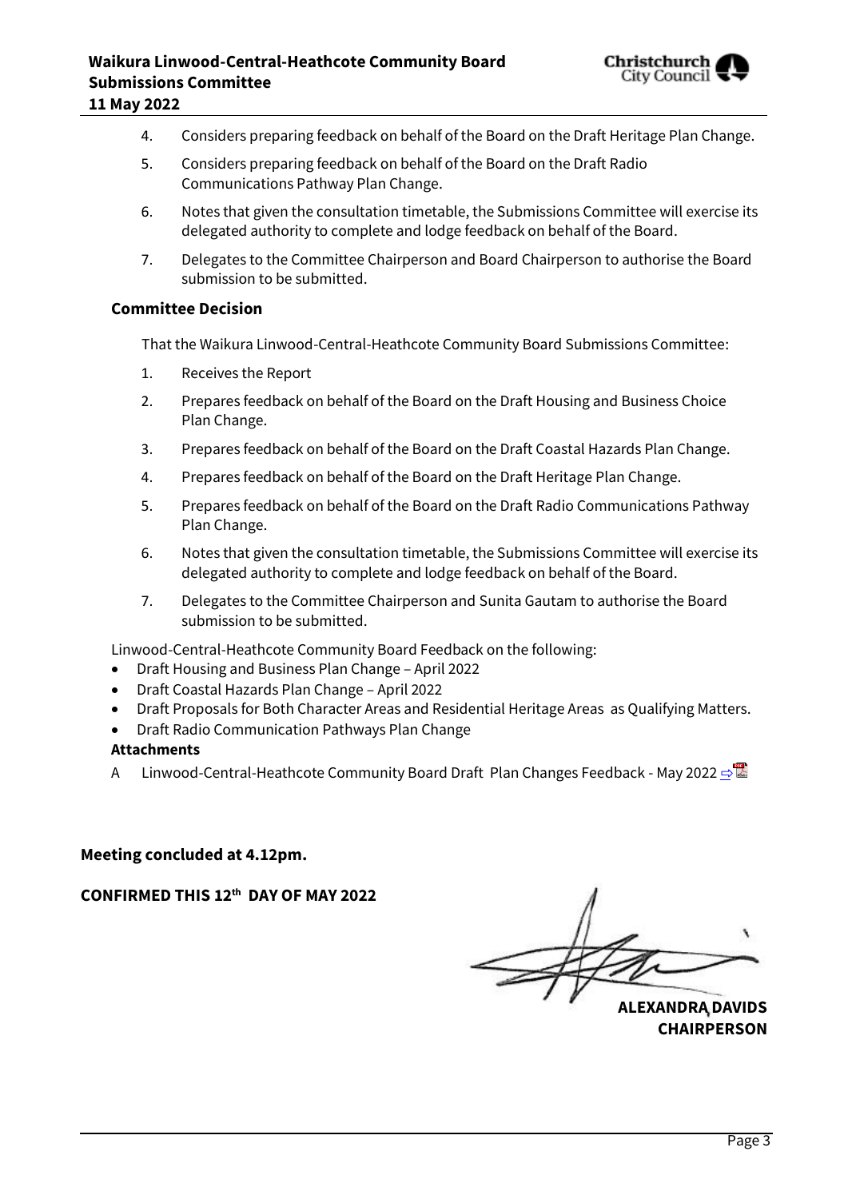4. Considers preparing feedback on behalf of the Board on the Draft Heritage Plan Change.
5. Considers preparing feedback on behalf of the Board on the Draft Radio Communications Pathway Plan Change.
6. Notes that given the consultation timetable, the Submissions Committee will exercise its delegated authority to complete and lodge feedback on behalf of the Board.
7. Delegates to the Committee Chairperson and Board Chairperson to authorise the Board submission to be submitted.

### Committee Decision

That the Waikura Linwood-Central-Heathcote Community Board Submissions Committee:

1. Receives the Report
2. Prepares feedback on behalf of the Board on the Draft Housing and Business Choice Plan Change.
3. Prepares feedback on behalf of the Board on the Draft Coastal Hazards Plan Change.
4. Prepares feedback on behalf of the Board on the Draft Heritage Plan Change.
5. Prepares feedback on behalf of the Board on the Draft Radio Communications Pathway Plan Change.
6. Notes that given the consultation timetable, the Submissions Committee will exercise its delegated authority to complete and lodge feedback on behalf of the Board.
7. Delegates to the Committee Chairperson and Sunita Gautam to authorise the Board submission to be submitted.

Linwood-Central-Heathcote Community Board Feedback on the following:

- Draft Housing and Business Plan Change – April 2022
- Draft Coastal Hazards Plan Change – April 2022
- Draft Proposals for Both Character Areas and Residential Heritage Areas as Qualifying Matters.
- Draft Radio Communication Pathways Plan Change

**Attachments**

A Linwood-Central-Heathcote Community Board Draft Plan Changes Feedback - May 2022

**Meeting concluded at 4.12pm.**

**CONFIRMED THIS 12th DAY OF MAY 2022**

**ALEXANDRA DAVIDS**
**CHAIRPERSON**